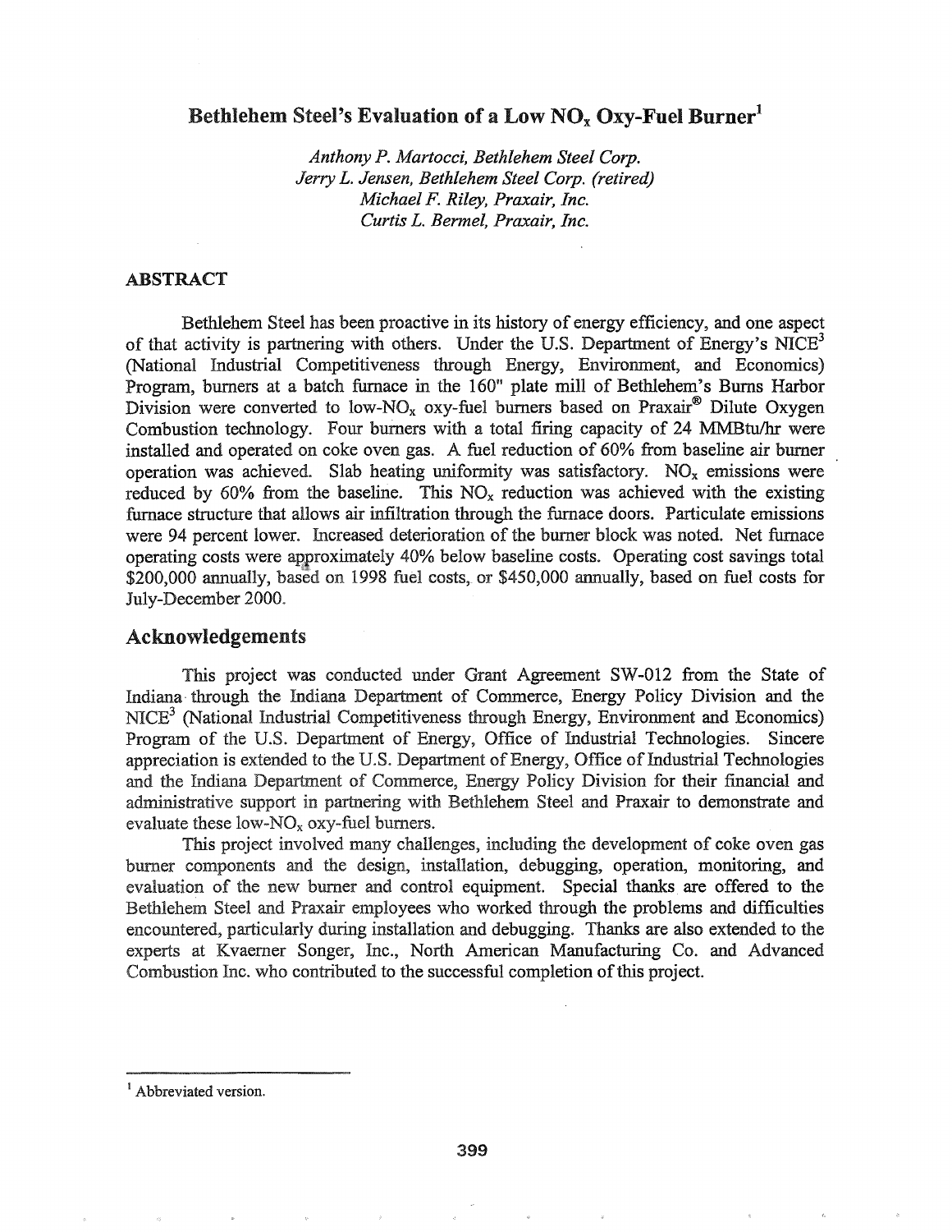# Bethlehem Steel's Evaluation of a Low $NO_x$ Oxy-Fuel Burner[1]

*Anthony P. Martocci, Bethlehem Steel Corp.*
*Jerry L. Jensen, Bethlehem Steel Corp. (retired)*
*Michael F. Riley, Praxair, Inc.*
*Curtis L. Bermel, Praxair, Inc.*

## ABSTRACT

Bethlehem Steel has been proactive in its history of energy efficiency, and one aspect of that activity is partnering with others. Under the U.S. Department of Energy's NICE[3] (National Industrial Competitiveness through Energy, Environment, and Economics) Program, burners at a batch furnace in the 160" plate mill of Bethlehem's Burns Harbor Division were converted to low-$NO_x$ oxy-fuel burners based on Praxair® Dilute Oxygen Combustion technology. Four burners with a total firing capacity of 24 MMBtu/hr were installed and operated on coke oven gas. A fuel reduction of 60% from baseline air burner operation was achieved. Slab heating uniformity was satisfactory. $NO_x$ emissions were reduced by 60% from the baseline. This $NO_x$ reduction was achieved with the existing furnace structure that allows air infiltration through the furnace doors. Particulate emissions were 94 percent lower. Increased deterioration of the burner block was noted. Net furnace operating costs were approximately 40% below baseline costs. Operating cost savings total \$200,000 annually, based on 1998 fuel costs, or \$450,000 annually, based on fuel costs for July-December 2000.

## Acknowledgements

This project was conducted under Grant Agreement SW-012 from the State of Indiana through the Indiana Department of Commerce, Energy Policy Division and the NICE[3] (National Industrial Competitiveness through Energy, Environment and Economics) Program of the U.S. Department of Energy, Office of Industrial Technologies. Sincere appreciation is extended to the U.S. Department of Energy, Office of Industrial Technologies and the Indiana Department of Commerce, Energy Policy Division for their financial and administrative support in partnering with Bethlehem Steel and Praxair to demonstrate and evaluate these low-$NO_x$ oxy-fuel burners.

This project involved many challenges, including the development of coke oven gas burner components and the design, installation, debugging, operation, monitoring, and evaluation of the new burner and control equipment. Special thanks are offered to the Bethlehem Steel and Praxair employees who worked through the problems and difficulties encountered, particularly during installation and debugging. Thanks are also extended to the experts at Kvaerner Songer, Inc., North American Manufacturing Co. and Advanced Combustion Inc. who contributed to the successful completion of this project.

---

[1] Abbreviated version.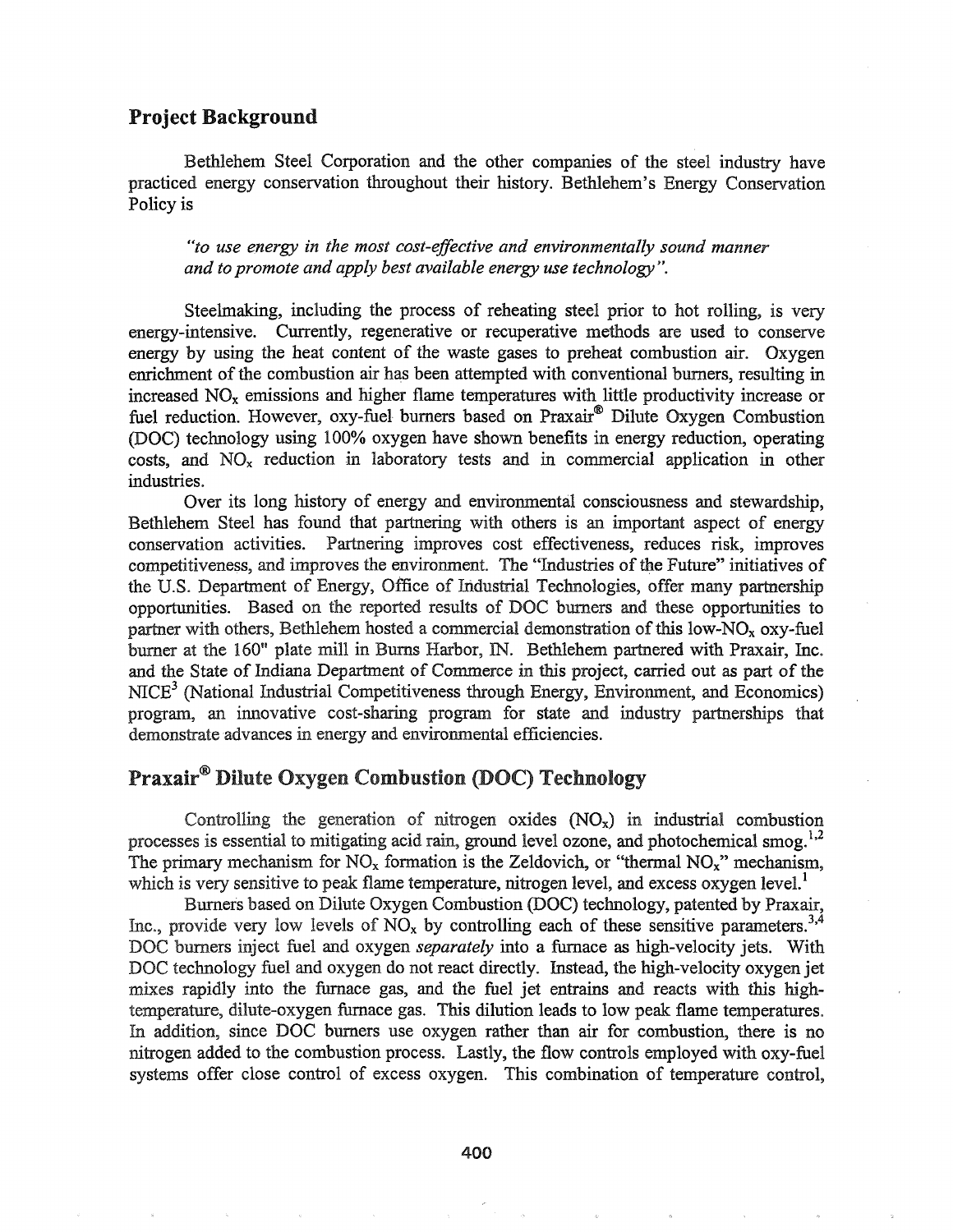## Project Background

Bethlehem Steel Corporation and the other companies of the steel industry have practiced energy conservation throughout their history. Bethlehem's Energy Conservation Policy is

*"to use energy in the most cost-effective and environmentally sound manner and to promote and apply best available energy use technology".*

Steelmaking, including the process of reheating steel prior to hot rolling, is very energy-intensive. Currently, regenerative or recuperative methods are used to conserve energy by using the heat content of the waste gases to preheat combustion air. Oxygen enrichment of the combustion air has been attempted with conventional burners, resulting in increased $NO_x$ emissions and higher flame temperatures with little productivity increase or fuel reduction. However, oxy-fuel burners based on Praxair® Dilute Oxygen Combustion (DOC) technology using 100% oxygen have shown benefits in energy reduction, operating costs, and $NO_x$ reduction in laboratory tests and in commercial application in other industries.

Over its long history of energy and environmental consciousness and stewardship, Bethlehem Steel has found that partnering with others is an important aspect of energy conservation activities. Partnering improves cost effectiveness, reduces risk, improves competitiveness, and improves the environment. The "Industries of the Future" initiatives of the U.S. Department of Energy, Office of Industrial Technologies, offer many partnership opportunities. Based on the reported results of DOC burners and these opportunities to partner with others, Bethlehem hosted a commercial demonstration of this low-$NO_x$ oxy-fuel burner at the 160" plate mill in Burns Harbor, IN. Bethlehem partnered with Praxair, Inc. and the State of Indiana Department of Commerce in this project, carried out as part of the NICE$^3$ (National Industrial Competitiveness through Energy, Environment, and Economics) program, an innovative cost-sharing program for state and industry partnerships that demonstrate advances in energy and environmental efficiencies.

## Praxair® Dilute Oxygen Combustion (DOC) Technology

Controlling the generation of nitrogen oxides ($NO_x$) in industrial combustion processes is essential to mitigating acid rain, ground level ozone, and photochemical smog.[1,2] The primary mechanism for $NO_x$ formation is the Zeldovich, or "thermal $NO_x$" mechanism, which is very sensitive to peak flame temperature, nitrogen level, and excess oxygen level.[1]

Burners based on Dilute Oxygen Combustion (DOC) technology, patented by Praxair, Inc., provide very low levels of $NO_x$ by controlling each of these sensitive parameters.[3,4] DOC burners inject fuel and oxygen *separately* into a furnace as high-velocity jets. With DOC technology fuel and oxygen do not react directly. Instead, the high-velocity oxygen jet mixes rapidly into the furnace gas, and the fuel jet entrains and reacts with this high-temperature, dilute-oxygen furnace gas. This dilution leads to low peak flame temperatures. In addition, since DOC burners use oxygen rather than air for combustion, there is no nitrogen added to the combustion process. Lastly, the flow controls employed with oxy-fuel systems offer close control of excess oxygen. This combination of temperature control,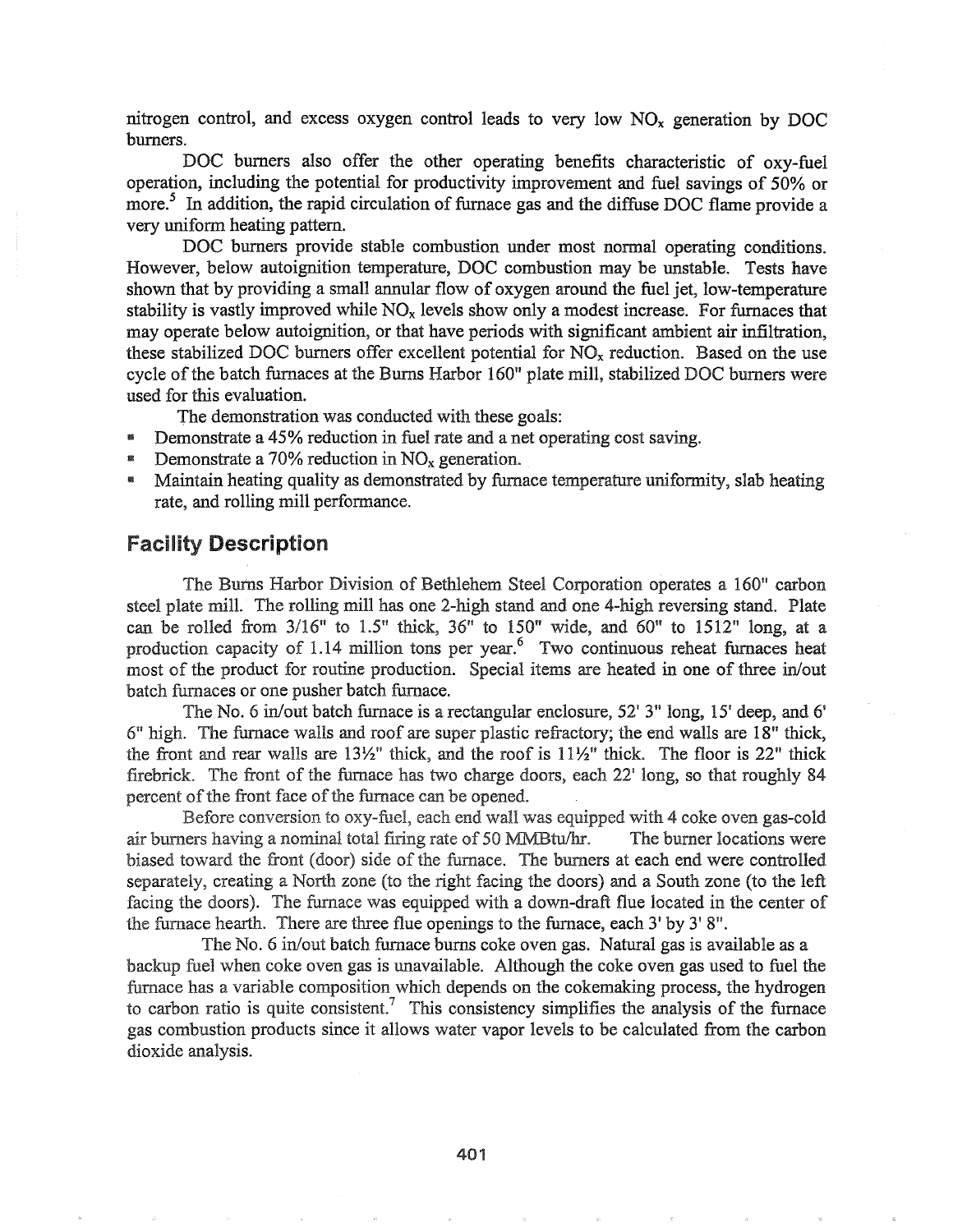nitrogen control, and excess oxygen control leads to very low $NO_x$ generation by DOC burners.

DOC burners also offer the other operating benefits characteristic of oxy-fuel operation, including the potential for productivity improvement and fuel savings of 50% or more.[5] In addition, the rapid circulation of furnace gas and the diffuse DOC flame provide a very uniform heating pattern.

DOC burners provide stable combustion under most normal operating conditions. However, below autoignition temperature, DOC combustion may be unstable. Tests have shown that by providing a small annular flow of oxygen around the fuel jet, low-temperature stability is vastly improved while $NO_x$ levels show only a modest increase. For furnaces that may operate below autoignition, or that have periods with significant ambient air infiltration, these stabilized DOC burners offer excellent potential for $NO_x$ reduction. Based on the use cycle of the batch furnaces at the Burns Harbor 160" plate mill, stabilized DOC burners were used for this evaluation.

The demonstration was conducted with these goals:

- Demonstrate a 45% reduction in fuel rate and a net operating cost saving.
- Demonstrate a 70% reduction in $NO_x$ generation.
- Maintain heating quality as demonstrated by furnace temperature uniformity, slab heating rate, and rolling mill performance.

## Facility Description

The Burns Harbor Division of Bethlehem Steel Corporation operates a 160" carbon steel plate mill. The rolling mill has one 2-high stand and one 4-high reversing stand. Plate can be rolled from 3/16" to 1.5" thick, 36" to 150" wide, and 60" to 1512" long, at a production capacity of 1.14 million tons per year.[6] Two continuous reheat furnaces heat most of the product for routine production. Special items are heated in one of three in/out batch furnaces or one pusher batch furnace.

The No. 6 in/out batch furnace is a rectangular enclosure, 52' 3" long, 15' deep, and 6' 6" high. The furnace walls and roof are super plastic refractory; the end walls are 18" thick, the front and rear walls are 13½" thick, and the roof is 11½" thick. The floor is 22" thick firebrick. The front of the furnace has two charge doors, each 22' long, so that roughly 84 percent of the front face of the furnace can be opened.

Before conversion to oxy-fuel, each end wall was equipped with 4 coke oven gas-cold air burners having a nominal total firing rate of 50 MMBtu/hr. The burner locations were biased toward the front (door) side of the furnace. The burners at each end were controlled separately, creating a North zone (to the right facing the doors) and a South zone (to the left facing the doors). The furnace was equipped with a down-draft flue located in the center of the furnace hearth. There are three flue openings to the furnace, each 3' by 3' 8".

The No. 6 in/out batch furnace burns coke oven gas. Natural gas is available as a backup fuel when coke oven gas is unavailable. Although the coke oven gas used to fuel the furnace has a variable composition which depends on the cokemaking process, the hydrogen to carbon ratio is quite consistent.[7] This consistency simplifies the analysis of the furnace gas combustion products since it allows water vapor levels to be calculated from the carbon dioxide analysis.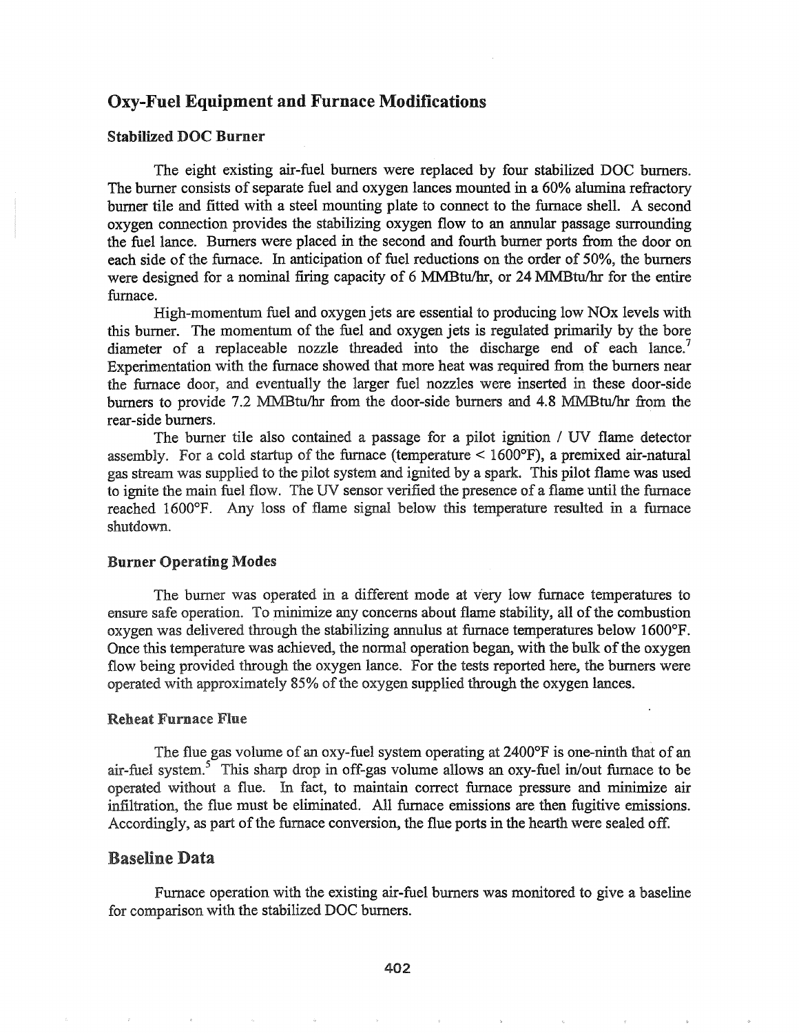## Oxy-Fuel Equipment and Furnace Modifications

### Stabilized DOC Burner

The eight existing air-fuel burners were replaced by four stabilized DOC burners. The burner consists of separate fuel and oxygen lances mounted in a 60% alumina refractory burner tile and fitted with a steel mounting plate to connect to the furnace shell. A second oxygen connection provides the stabilizing oxygen flow to an annular passage surrounding the fuel lance. Burners were placed in the second and fourth burner ports from the door on each side of the furnace. In anticipation of fuel reductions on the order of 50%, the burners were designed for a nominal firing capacity of 6 MMBtu/hr, or 24 MMBtu/hr for the entire furnace.

High-momentum fuel and oxygen jets are essential to producing low NOx levels with this burner. The momentum of the fuel and oxygen jets is regulated primarily by the bore diameter of a replaceable nozzle threaded into the discharge end of each lance.[7] Experimentation with the furnace showed that more heat was required from the burners near the furnace door, and eventually the larger fuel nozzles were inserted in these door-side burners to provide 7.2 MMBtu/hr from the door-side burners and 4.8 MMBtu/hr from the rear-side burners.

The burner tile also contained a passage for a pilot ignition / UV flame detector assembly. For a cold startup of the furnace (temperature < 1600°F), a premixed air-natural gas stream was supplied to the pilot system and ignited by a spark. This pilot flame was used to ignite the main fuel flow. The UV sensor verified the presence of a flame until the furnace reached 1600°F. Any loss of flame signal below this temperature resulted in a furnace shutdown.

### Burner Operating Modes

The burner was operated in a different mode at very low furnace temperatures to ensure safe operation. To minimize any concerns about flame stability, all of the combustion oxygen was delivered through the stabilizing annulus at furnace temperatures below 1600°F. Once this temperature was achieved, the normal operation began, with the bulk of the oxygen flow being provided through the oxygen lance. For the tests reported here, the burners were operated with approximately 85% of the oxygen supplied through the oxygen lances.

### Reheat Furnace Flue

The flue gas volume of an oxy-fuel system operating at 2400°F is one-ninth that of an air-fuel system.[5] This sharp drop in off-gas volume allows an oxy-fuel in/out furnace to be operated without a flue. In fact, to maintain correct furnace pressure and minimize air infiltration, the flue must be eliminated. All furnace emissions are then fugitive emissions. Accordingly, as part of the furnace conversion, the flue ports in the hearth were sealed off.

## Baseline Data

Furnace operation with the existing air-fuel burners was monitored to give a baseline for comparison with the stabilized DOC burners.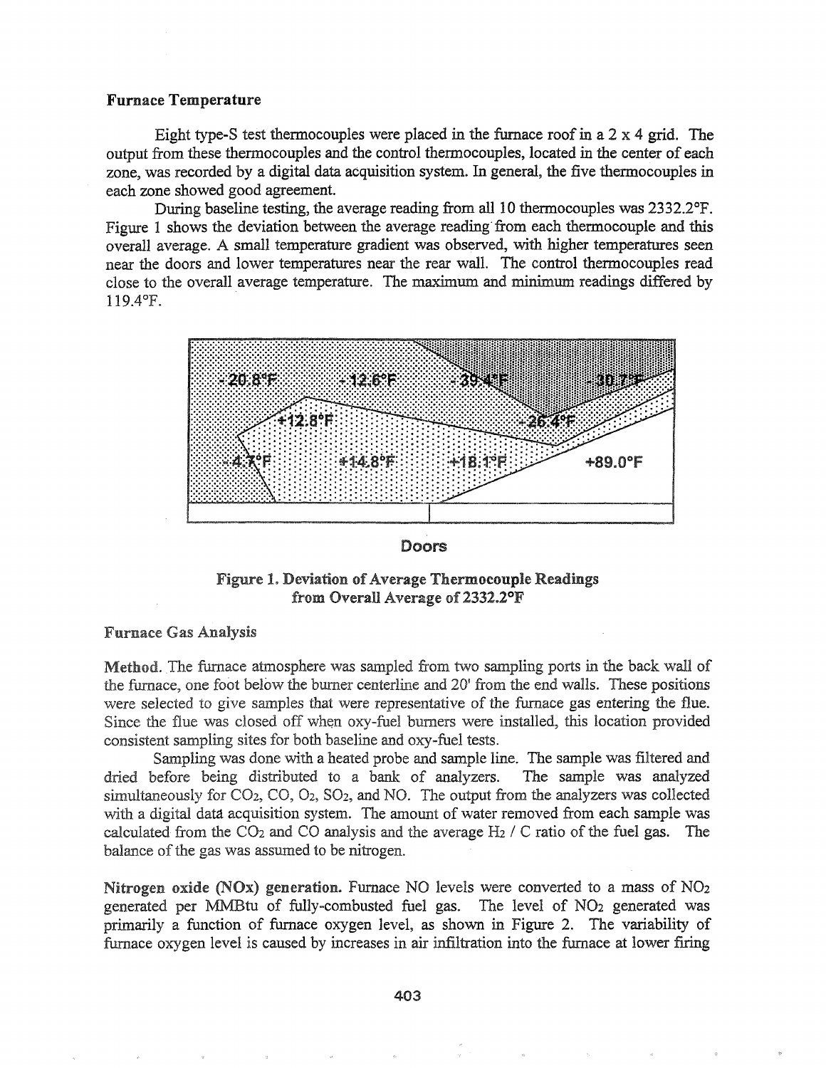**Furnace Temperature**

Eight type-S test thermocouples were placed in the furnace roof in a 2 x 4 grid. The output from these thermocouples and the control thermocouples, located in the center of each zone, was recorded by a digital data acquisition system. In general, the five thermocouples in each zone showed good agreement.

During baseline testing, the average reading from all 10 thermocouples was 2332.2°F. Figure 1 shows the deviation between the average reading from each thermocouple and this overall average. A small temperature gradient was observed, with higher temperatures seen near the doors and lower temperatures near the rear wall. The control thermocouples read close to the overall average temperature. The maximum and minimum readings differed by 119.4°F.

-20.8°F -12.6°F -39.4°F -30.7°F

+12.8°F -26.4°F

-4.7°F +14.8°F +18.1°F +89.0°F

Doors

**Figure 1. Deviation of Average Thermocouple Readings from Overall Average of 2332.2°F**

**Furnace Gas Analysis**

**Method.** The furnace atmosphere was sampled from two sampling ports in the back wall of the furnace, one foot below the burner centerline and 20' from the end walls. These positions were selected to give samples that were representative of the furnace gas entering the flue. Since the flue was closed off when oxy-fuel burners were installed, this location provided consistent sampling sites for both baseline and oxy-fuel tests.

Sampling was done with a heated probe and sample line. The sample was filtered and dried before being distributed to a bank of analyzers. The sample was analyzed simultaneously for $CO_2$, CO, $O_2$, $SO_2$, and NO. The output from the analyzers was collected with a digital data acquisition system. The amount of water removed from each sample was calculated from the $CO_2$ and CO analysis and the average $H_2$ / C ratio of the fuel gas. The balance of the gas was assumed to be nitrogen.

**Nitrogen oxide (NOx) generation.** Furnace NO levels were converted to a mass of $NO_2$ generated per MMBtu of fully-combusted fuel gas. The level of $NO_2$ generated was primarily a function of furnace oxygen level, as shown in Figure 2. The variability of furnace oxygen level is caused by increases in air infiltration into the furnace at lower firing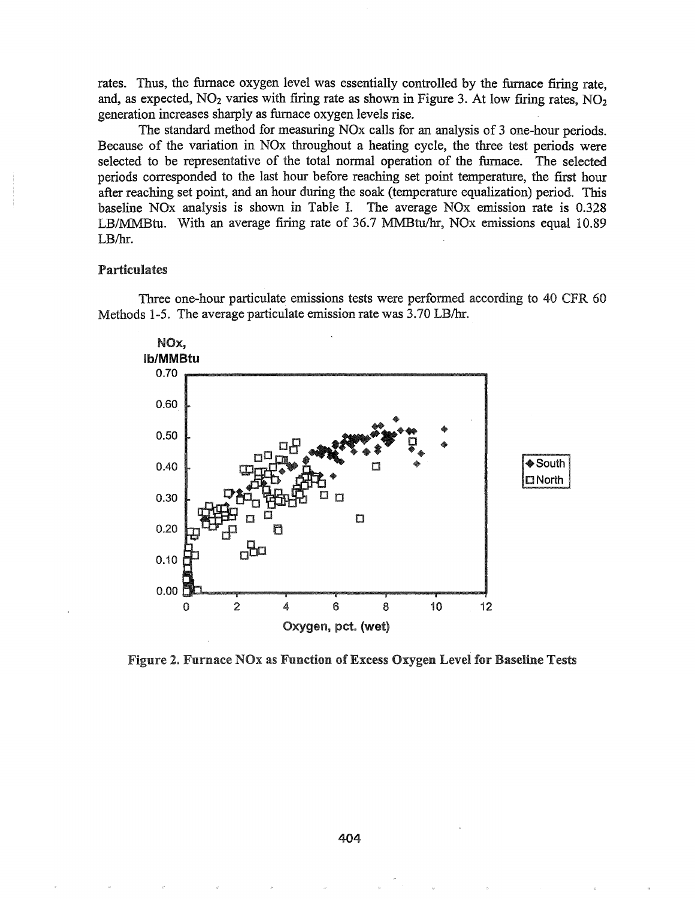rates. Thus, the furnace oxygen level was essentially controlled by the furnace firing rate, and, as expected, $NO_2$ varies with firing rate as shown in Figure 3. At low firing rates, $NO_2$ generation increases sharply as furnace oxygen levels rise.

The standard method for measuring NOx calls for an analysis of 3 one-hour periods. Because of the variation in NOx throughout a heating cycle, the three test periods were selected to be representative of the total normal operation of the furnace. The selected periods corresponded to the last hour before reaching set point temperature, the first hour after reaching set point, and an hour during the soak (temperature equalization) period. This baseline NOx analysis is shown in Table I. The average NOx emission rate is 0.328 LB/MMBtu. With an average firing rate of 36.7 MMBtu/hr, NOx emissions equal 10.89 LB/hr.

### Particulates

Three one-hour particulate emissions tests were performed according to 40 CFR 60 Methods 1-5. The average particulate emission rate was 3.70 LB/hr.

**Figure 2. Furnace NOx as Function of Excess Oxygen Level for Baseline Tests**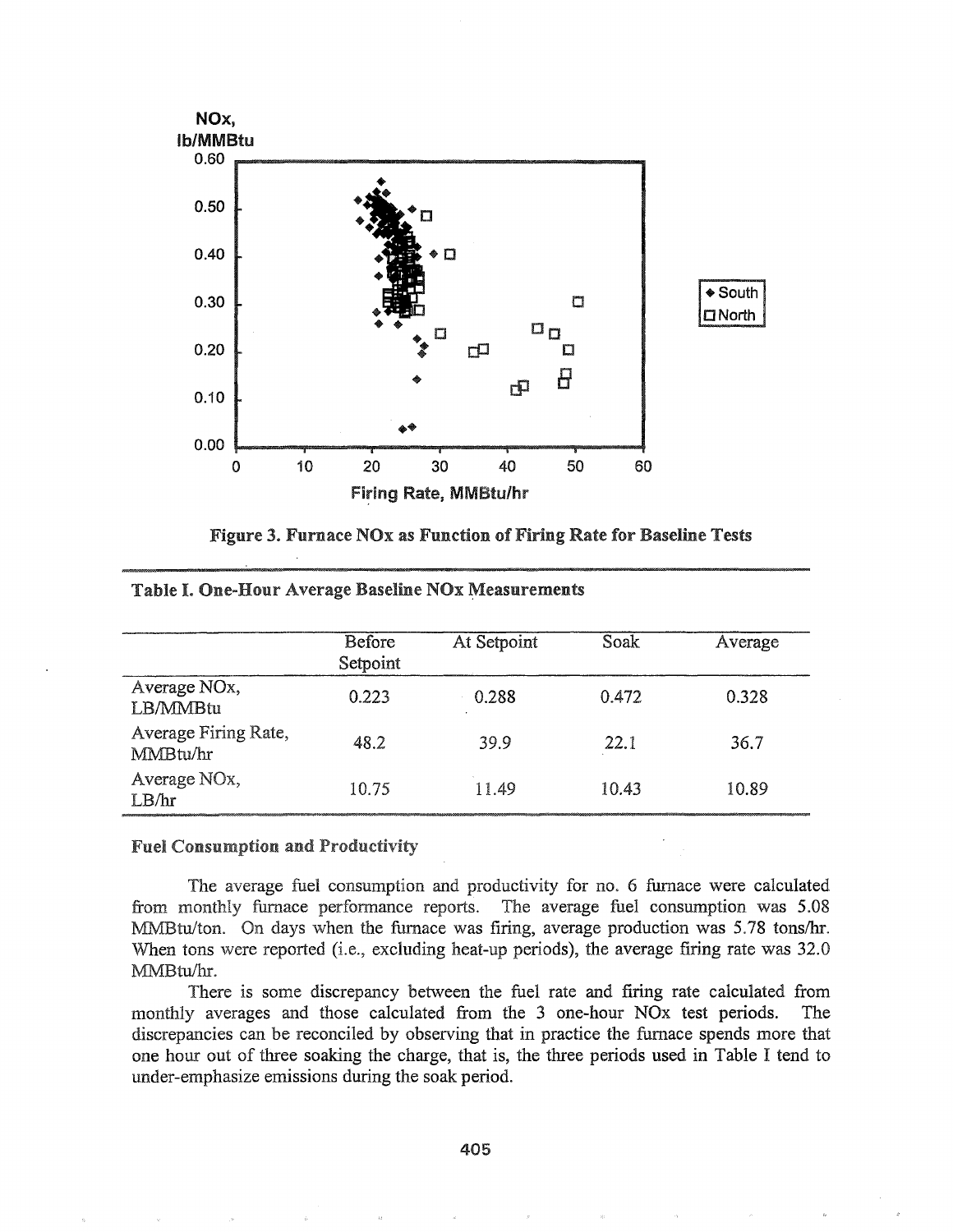Figure 3. Furnace NOx as Function of Firing Rate for Baseline Tests

**Table I. One-Hour Average Baseline NOx Measurements**

| | Before Setpoint | At Setpoint | Soak | Average |
|---|---|---|---|---|
| Average NOx, LB/MMBtu | 0.223 | 0.288 | 0.472 | 0.328 |
| Average Firing Rate, MMBtu/hr | 48.2 | 39.9 | 22.1 | 36.7 |
| Average NOx, LB/hr | 10.75 | 11.49 | 10.43 | 10.89 |

### Fuel Consumption and Productivity

The average fuel consumption and productivity for no. 6 furnace were calculated from monthly furnace performance reports. The average fuel consumption was 5.08 MMBtu/ton. On days when the furnace was firing, average production was 5.78 tons/hr. When tons were reported (i.e., excluding heat-up periods), the average firing rate was 32.0 MMBtu/hr.

There is some discrepancy between the fuel rate and firing rate calculated from monthly averages and those calculated from the 3 one-hour NOx test periods. The discrepancies can be reconciled by observing that in practice the furnace spends more that one hour out of three soaking the charge, that is, the three periods used in Table I tend to under-emphasize emissions during the soak period.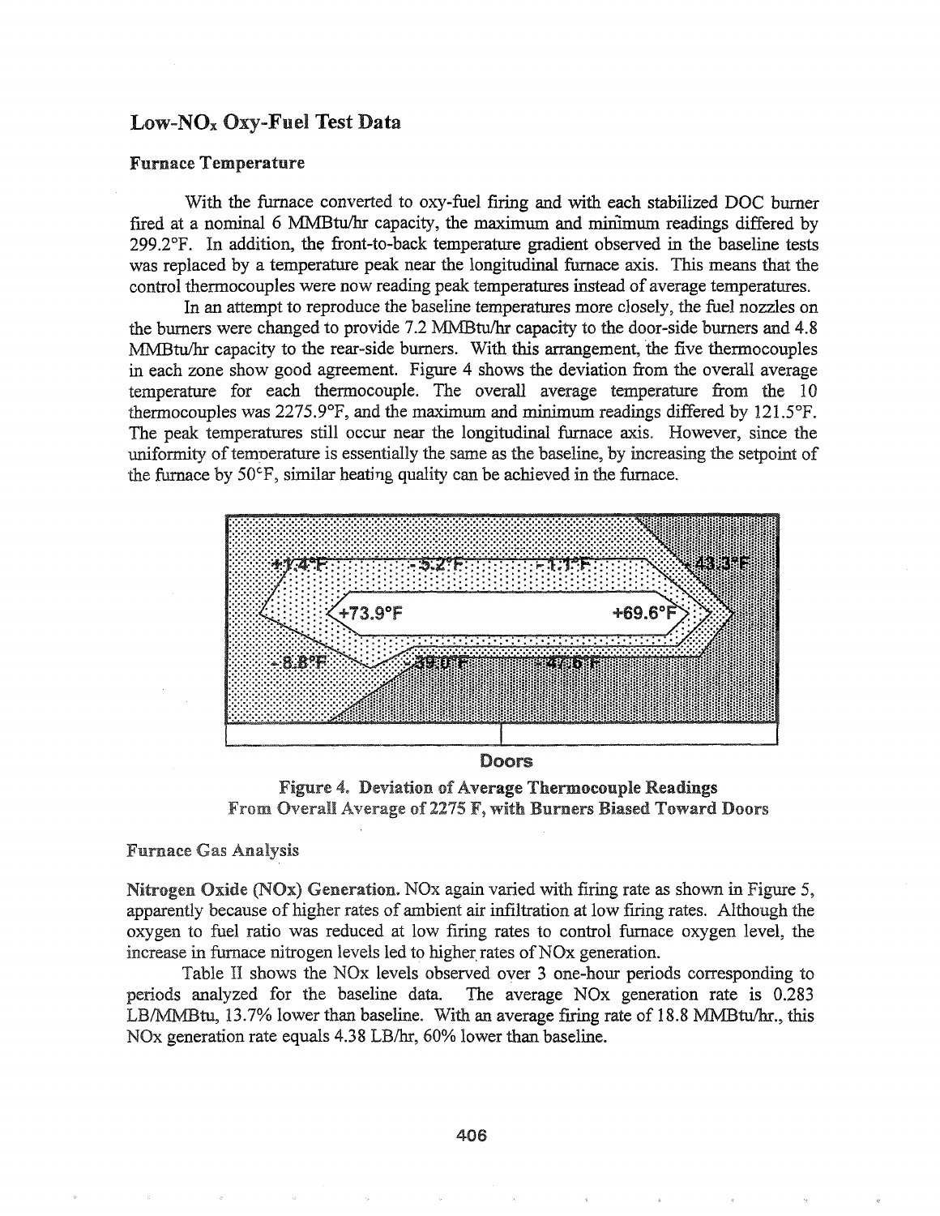## Low-$NO_x$ Oxy-Fuel Test Data

### Furnace Temperature

With the furnace converted to oxy-fuel firing and with each stabilized DOC burner fired at a nominal 6 MMBtu/hr capacity, the maximum and minimum readings differed by 299.2°F. In addition, the front-to-back temperature gradient observed in the baseline tests was replaced by a temperature peak near the longitudinal furnace axis. This means that the control thermocouples were now reading peak temperatures instead of average temperatures.

In an attempt to reproduce the baseline temperatures more closely, the fuel nozzles on the burners were changed to provide 7.2 MMBtu/hr capacity to the door-side burners and 4.8 MMBtu/hr capacity to the rear-side burners. With this arrangement, the five thermocouples in each zone show good agreement. Figure 4 shows the deviation from the overall average temperature for each thermocouple. The overall average temperature from the 10 thermocouples was 2275.9°F, and the maximum and minimum readings differed by 121.5°F. The peak temperatures still occur near the longitudinal furnace axis. However, since the uniformity of temperature is essentially the same as the baseline, by increasing the setpoint of the furnace by 50°F, similar heating quality can be achieved in the furnace.

+1.4°F -5.2°F -1.1°F -43.3°F
+73.9°F +69.6°F
-8.8°F -39.0°F -47.6°F

Doors

**Figure 4. Deviation of Average Thermocouple Readings From Overall Average of 2275 F, with Burners Biased Toward Doors**

### Furnace Gas Analysis

**Nitrogen Oxide (NOx) Generation.** NOx again varied with firing rate as shown in Figure 5, apparently because of higher rates of ambient air infiltration at low firing rates. Although the oxygen to fuel ratio was reduced at low firing rates to control furnace oxygen level, the increase in furnace nitrogen levels led to higher rates of NOx generation.

Table II shows the NOx levels observed over 3 one-hour periods corresponding to periods analyzed for the baseline data. The average NOx generation rate is 0.283 LB/MMBtu, 13.7% lower than baseline. With an average firing rate of 18.8 MMBtu/hr., this NOx generation rate equals 4.38 LB/hr, 60% lower than baseline.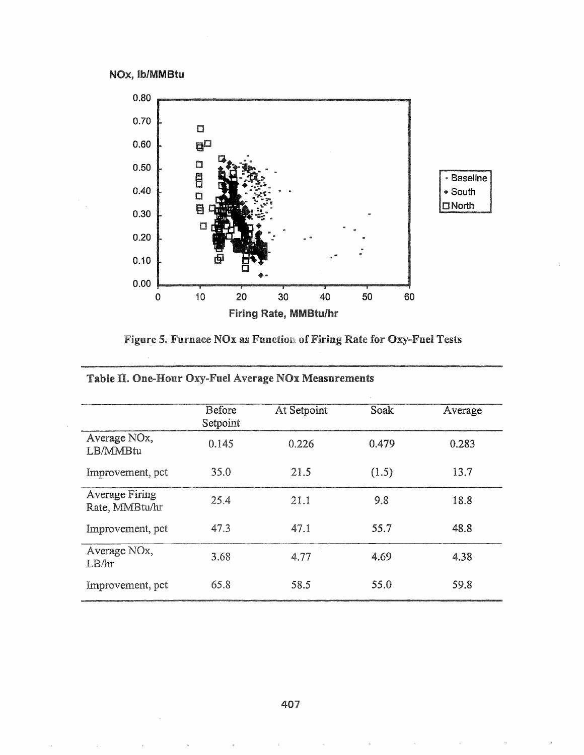Figure 5. Furnace NOx as Function of Firing Rate for Oxy-Fuel Tests

**Table II. One-Hour Oxy-Fuel Average NOx Measurements**

| | Before Setpoint | At Setpoint | Soak | Average |
|---|---|---|---|---|
| Average NOx, LB/MMBtu | 0.145 | 0.226 | 0.479 | 0.283 |
| Improvement, pct | 35.0 | 21.5 | (1.5) | 13.7 |
| Average Firing Rate, MMBtu/hr | 25.4 | 21.1 | 9.8 | 18.8 |
| Improvement, pct | 47.3 | 47.1 | 55.7 | 48.8 |
| Average NOx, LB/hr | 3.68 | 4.77 | 4.69 | 4.38 |
| Improvement, pct | 65.8 | 58.5 | 55.0 | 59.8 |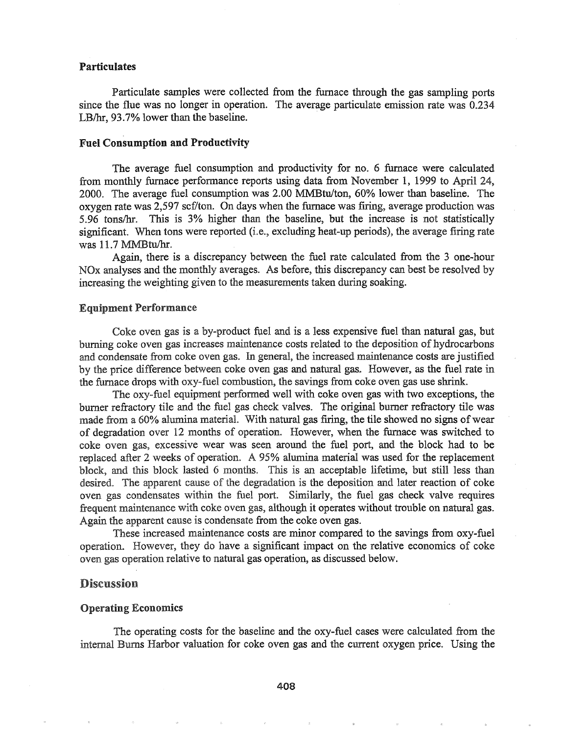### Particulates

Particulate samples were collected from the furnace through the gas sampling ports since the flue was no longer in operation. The average particulate emission rate was 0.234 LB/hr, 93.7% lower than the baseline.

### Fuel Consumption and Productivity

The average fuel consumption and productivity for no. 6 furnace were calculated from monthly furnace performance reports using data from November 1, 1999 to April 24, 2000. The average fuel consumption was 2.00 MMBtu/ton, 60% lower than baseline. The oxygen rate was 2,597 scf/ton. On days when the furnace was firing, average production was 5.96 tons/hr. This is 3% higher than the baseline, but the increase is not statistically significant. When tons were reported (i.e., excluding heat-up periods), the average firing rate was 11.7 MMBtu/hr.

Again, there is a discrepancy between the fuel rate calculated from the 3 one-hour NOx analyses and the monthly averages. As before, this discrepancy can best be resolved by increasing the weighting given to the measurements taken during soaking.

### Equipment Performance

Coke oven gas is a by-product fuel and is a less expensive fuel than natural gas, but burning coke oven gas increases maintenance costs related to the deposition of hydrocarbons and condensate from coke oven gas. In general, the increased maintenance costs are justified by the price difference between coke oven gas and natural gas. However, as the fuel rate in the furnace drops with oxy-fuel combustion, the savings from coke oven gas use shrink.

The oxy-fuel equipment performed well with coke oven gas with two exceptions, the burner refractory tile and the fuel gas check valves. The original burner refractory tile was made from a 60% alumina material. With natural gas firing, the tile showed no signs of wear of degradation over 12 months of operation. However, when the furnace was switched to coke oven gas, excessive wear was seen around the fuel port, and the block had to be replaced after 2 weeks of operation. A 95% alumina material was used for the replacement block, and this block lasted 6 months. This is an acceptable lifetime, but still less than desired. The apparent cause of the degradation is the deposition and later reaction of coke oven gas condensates within the fuel port. Similarly, the fuel gas check valve requires frequent maintenance with coke oven gas, although it operates without trouble on natural gas. Again the apparent cause is condensate from the coke oven gas.

These increased maintenance costs are minor compared to the savings from oxy-fuel operation. However, they do have a significant impact on the relative economics of coke oven gas operation relative to natural gas operation, as discussed below.

## Discussion

### Operating Economics

The operating costs for the baseline and the oxy-fuel cases were calculated from the internal Burns Harbor valuation for coke oven gas and the current oxygen price. Using the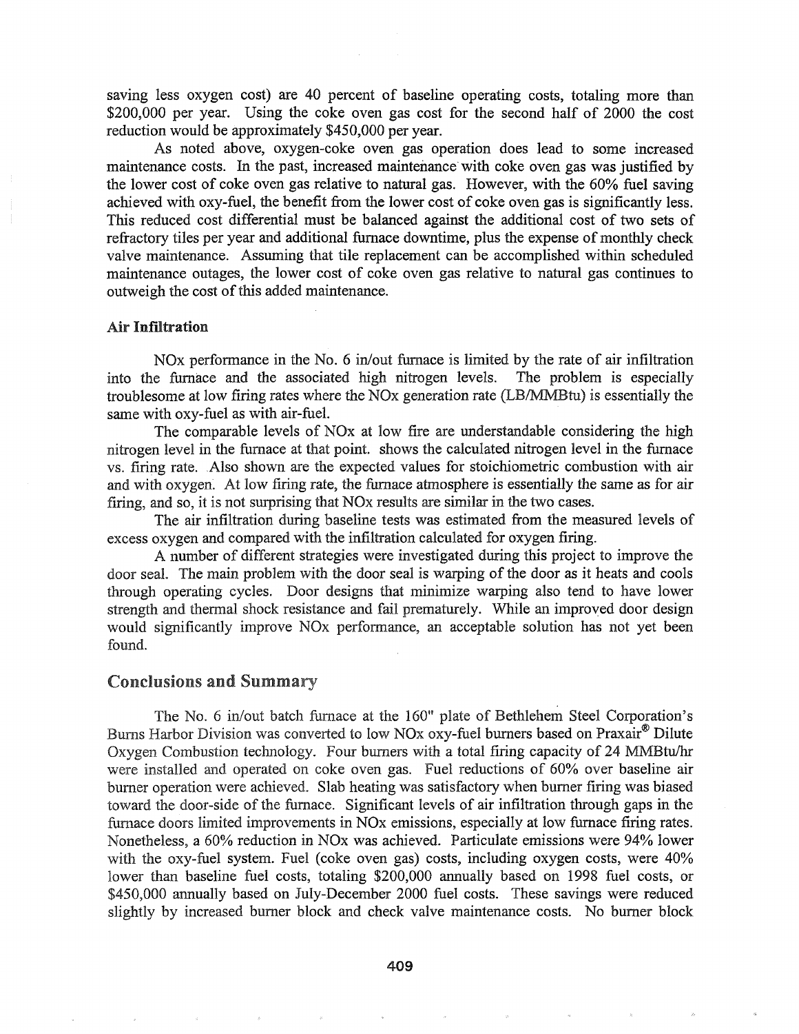saving less oxygen cost) are 40 percent of baseline operating costs, totaling more than $200,000 per year. Using the coke oven gas cost for the second half of 2000 the cost reduction would be approximately $450,000 per year.

As noted above, oxygen-coke oven gas operation does lead to some increased maintenance costs. In the past, increased maintenance with coke oven gas was justified by the lower cost of coke oven gas relative to natural gas. However, with the 60% fuel saving achieved with oxy-fuel, the benefit from the lower cost of coke oven gas is significantly less. This reduced cost differential must be balanced against the additional cost of two sets of refractory tiles per year and additional furnace downtime, plus the expense of monthly check valve maintenance. Assuming that tile replacement can be accomplished within scheduled maintenance outages, the lower cost of coke oven gas relative to natural gas continues to outweigh the cost of this added maintenance.

### Air Infiltration

NOx performance in the No. 6 in/out furnace is limited by the rate of air infiltration into the furnace and the associated high nitrogen levels. The problem is especially troublesome at low firing rates where the NOx generation rate (LB/MMBtu) is essentially the same with oxy-fuel as with air-fuel.

The comparable levels of NOx at low fire are understandable considering the high nitrogen level in the furnace at that point. shows the calculated nitrogen level in the furnace vs. firing rate. Also shown are the expected values for stoichiometric combustion with air and with oxygen. At low firing rate, the furnace atmosphere is essentially the same as for air firing, and so, it is not surprising that NOx results are similar in the two cases.

The air infiltration during baseline tests was estimated from the measured levels of excess oxygen and compared with the infiltration calculated for oxygen firing.

A number of different strategies were investigated during this project to improve the door seal. The main problem with the door seal is warping of the door as it heats and cools through operating cycles. Door designs that minimize warping also tend to have lower strength and thermal shock resistance and fail prematurely. While an improved door design would significantly improve NOx performance, an acceptable solution has not yet been found.

## Conclusions and Summary

The No. 6 in/out batch furnace at the 160" plate of Bethlehem Steel Corporation's Burns Harbor Division was converted to low NOx oxy-fuel burners based on Praxair® Dilute Oxygen Combustion technology. Four burners with a total firing capacity of 24 MMBtu/hr were installed and operated on coke oven gas. Fuel reductions of 60% over baseline air burner operation were achieved. Slab heating was satisfactory when burner firing was biased toward the door-side of the furnace. Significant levels of air infiltration through gaps in the furnace doors limited improvements in NOx emissions, especially at low furnace firing rates. Nonetheless, a 60% reduction in NOx was achieved. Particulate emissions were 94% lower with the oxy-fuel system. Fuel (coke oven gas) costs, including oxygen costs, were 40% lower than baseline fuel costs, totaling $200,000 annually based on 1998 fuel costs, or $450,000 annually based on July-December 2000 fuel costs. These savings were reduced slightly by increased burner block and check valve maintenance costs. No burner block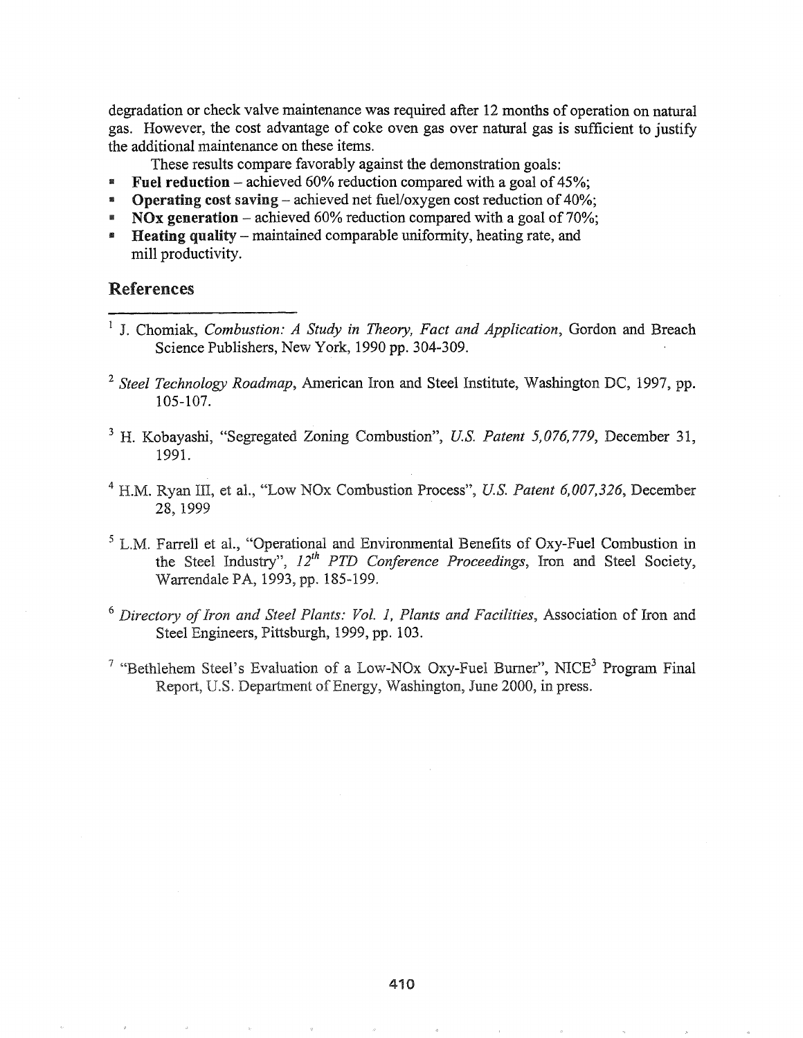degradation or check valve maintenance was required after 12 months of operation on natural gas. However, the cost advantage of coke oven gas over natural gas is sufficient to justify the additional maintenance on these items.

These results compare favorably against the demonstration goals:

- **Fuel reduction** – achieved 60% reduction compared with a goal of 45%;
- **Operating cost saving** – achieved net fuel/oxygen cost reduction of 40%;
- **NOx generation** – achieved 60% reduction compared with a goal of 70%;
- **Heating quality** – maintained comparable uniformity, heating rate, and mill productivity.

## References

[1] J. Chomiak, *Combustion: A Study in Theory, Fact and Application*, Gordon and Breach Science Publishers, New York, 1990 pp. 304-309.

[2] *Steel Technology Roadmap*, American Iron and Steel Institute, Washington DC, 1997, pp. 105-107.

[3] H. Kobayashi, "Segregated Zoning Combustion", *U.S. Patent 5,076,779*, December 31, 1991.

[4] H.M. Ryan III, et al., "Low NOx Combustion Process", *U.S. Patent 6,007,326*, December 28, 1999

[5] L.M. Farrell et al., "Operational and Environmental Benefits of Oxy-Fuel Combustion in the Steel Industry", *12th PTD Conference Proceedings*, Iron and Steel Society, Warrendale PA, 1993, pp. 185-199.

[6] *Directory of Iron and Steel Plants: Vol. 1, Plants and Facilities*, Association of Iron and Steel Engineers, Pittsburgh, 1999, pp. 103.

[7] "Bethlehem Steel's Evaluation of a Low-NOx Oxy-Fuel Burner", NICE$^3$ Program Final Report, U.S. Department of Energy, Washington, June 2000, in press.